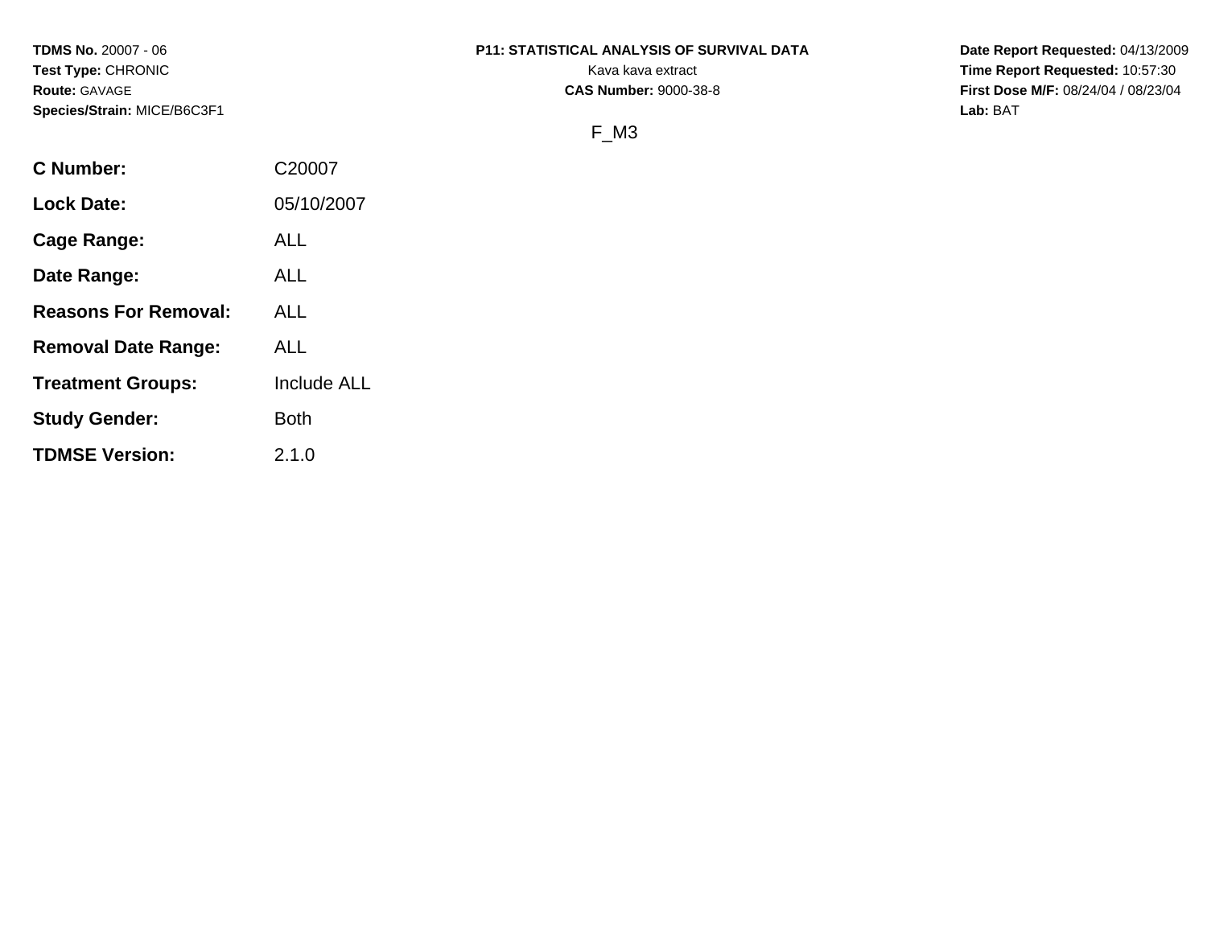**TDMS No.** 20007 - 06
**Test Type:** CHRONIC
**Route:** GAVAGE
**Species/Strain:** MICE/B6C3F1

**P11: STATISTICAL ANALYSIS OF SURVIVAL DATA**
Kava kava extract
**CAS Number:** 9000-38-8

**Date Report Requested:** 04/13/2009
**Time Report Requested:** 10:57:30
**First Dose M/F:** 08/24/04 / 08/23/04
**Lab:** BAT

F_M3

| | |
|---|---|
| **C Number:** | C20007 |
| **Lock Date:** | 05/10/2007 |
| **Cage Range:** | ALL |
| **Date Range:** | ALL |
| **Reasons For Removal:** | ALL |
| **Removal Date Range:** | ALL |
| **Treatment Groups:** | Include ALL |
| **Study Gender:** | Both |
| **TDMSE Version:** | 2.1.0 |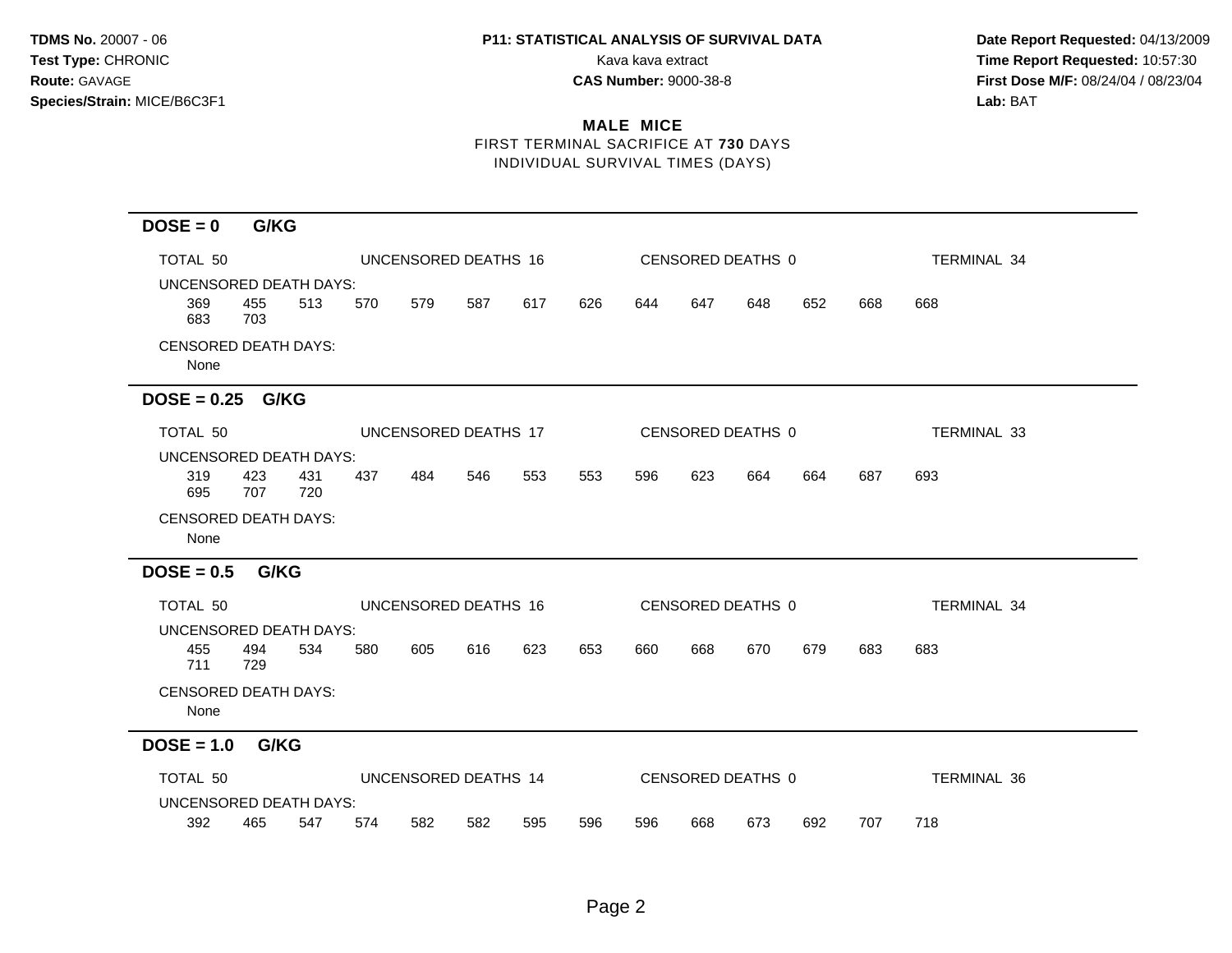**TDMS No.** 20007 - 06
**Test Type:** CHRONIC
**Route:** GAVAGE
**Species/Strain:** MICE/B6C3F1

**P11: STATISTICAL ANALYSIS OF SURVIVAL DATA**
Kava kava extract
**CAS Number:** 9000-38-8

**Date Report Requested:** 04/13/2009
**Time Report Requested:** 10:57:30
**First Dose M/F:** 08/24/04 / 08/23/04
**Lab:** BAT

## MALE MICE

FIRST TERMINAL SACRIFICE AT **730** DAYS
INDIVIDUAL SURVIVAL TIMES (DAYS)

---

### DOSE = 0 G/KG

TOTAL 50 | UNCENSORED DEATHS 16 | CENSORED DEATHS 0 | TERMINAL 34

UNCENSORED DEATH DAYS:
369 455 513 570 579 587 617 626 644 647 648 652 668 668
683 703

CENSORED DEATH DAYS:
None

---

### DOSE = 0.25 G/KG

TOTAL 50 | UNCENSORED DEATHS 17 | CENSORED DEATHS 0 | TERMINAL 33

UNCENSORED DEATH DAYS:
319 423 431 437 484 546 553 553 596 623 664 664 687 693
695 707 720

CENSORED DEATH DAYS:
None

---

### DOSE = 0.5 G/KG

TOTAL 50 | UNCENSORED DEATHS 16 | CENSORED DEATHS 0 | TERMINAL 34

UNCENSORED DEATH DAYS:
455 494 534 580 605 616 623 653 660 668 670 679 683 683
711 729

CENSORED DEATH DAYS:
None

---

### DOSE = 1.0 G/KG

TOTAL 50 | UNCENSORED DEATHS 14 | CENSORED DEATHS 0 | TERMINAL 36

UNCENSORED DEATH DAYS:
392 465 547 574 582 582 595 596 596 668 673 692 707 718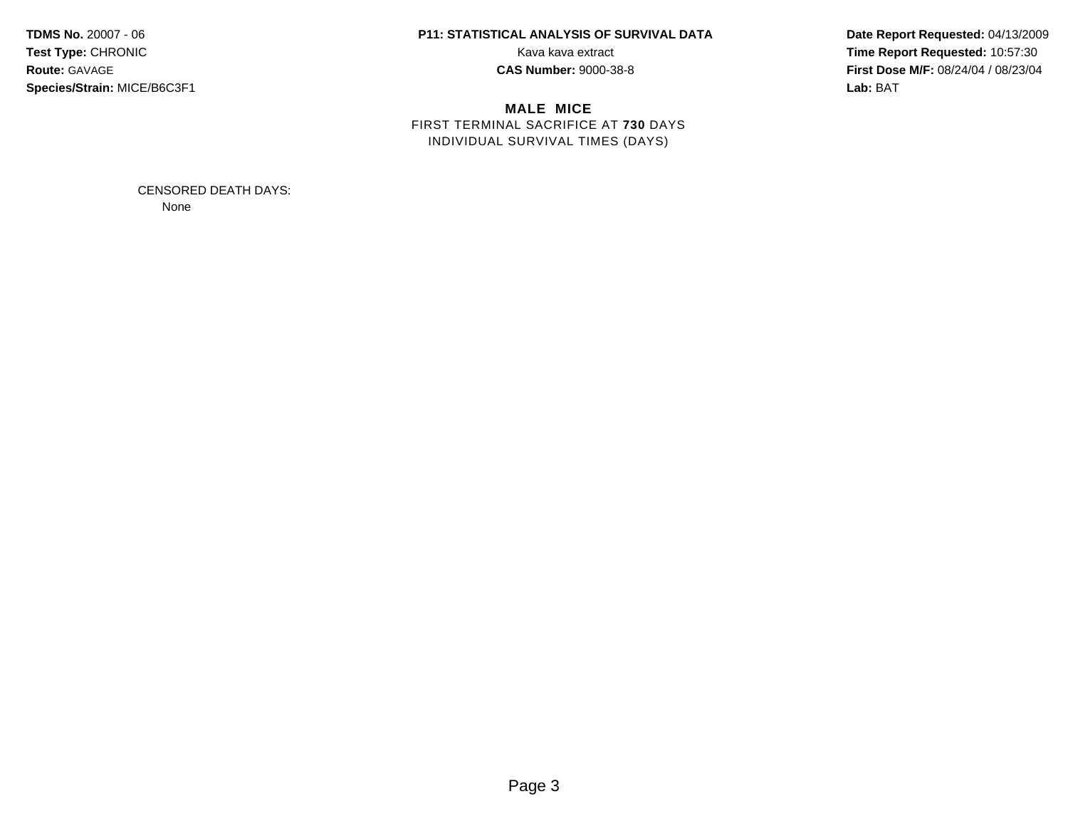**TDMS No.** 20007 - 06
**Test Type:** CHRONIC
**Route:** GAVAGE
**Species/Strain:** MICE/B6C3F1

**P11: STATISTICAL ANALYSIS OF SURVIVAL DATA**
Kava kava extract
**CAS Number:** 9000-38-8

**Date Report Requested:** 04/13/2009
**Time Report Requested:** 10:57:30
**First Dose M/F:** 08/24/04 / 08/23/04
**Lab:** BAT

**MALE MICE**
FIRST TERMINAL SACRIFICE AT **730** DAYS
INDIVIDUAL SURVIVAL TIMES (DAYS)

CENSORED DEATH DAYS:
None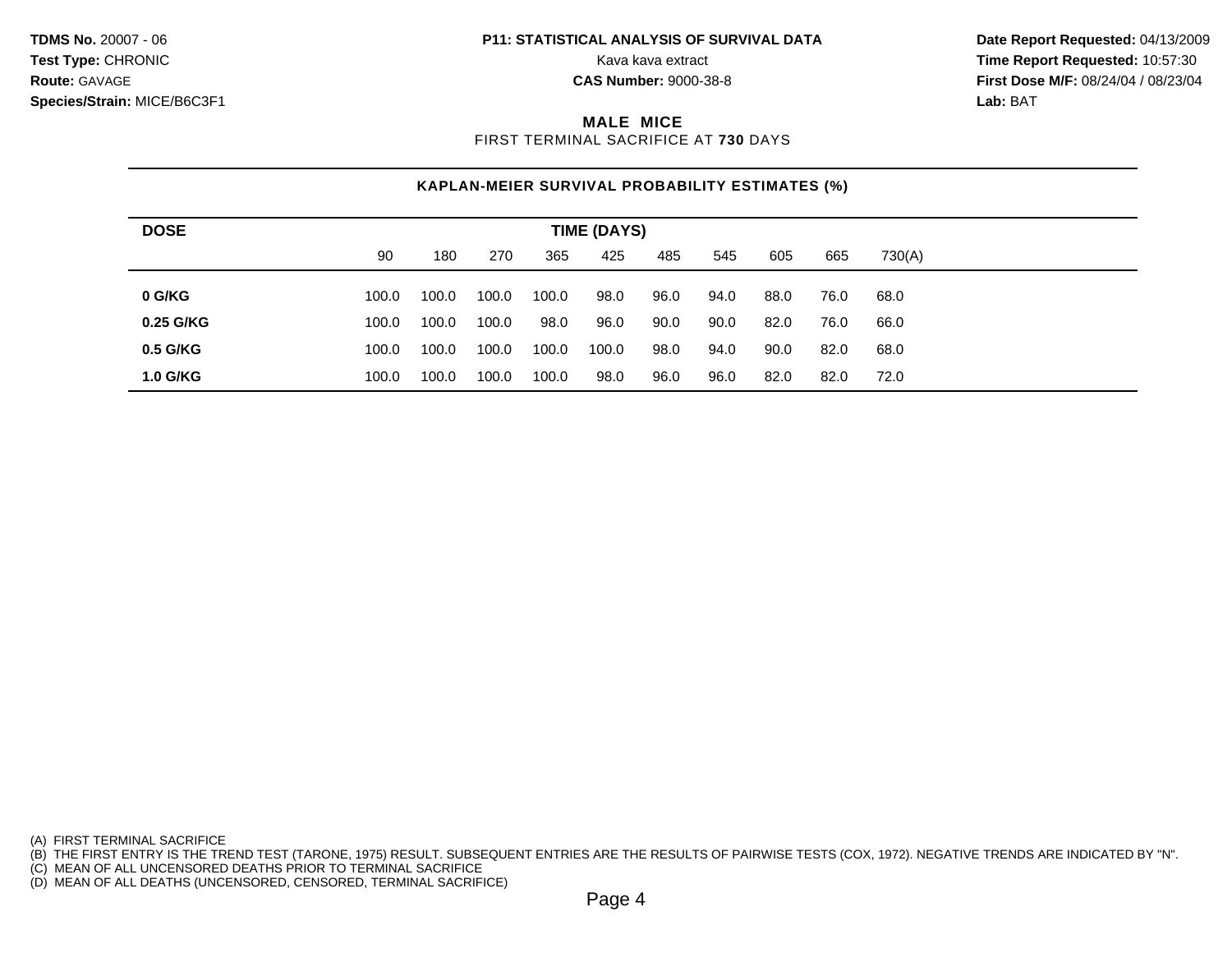**TDMS No.** 20007 - 06
**Test Type:** CHRONIC
**Route:** GAVAGE
**Species/Strain:** MICE/B6C3F1

**P11: STATISTICAL ANALYSIS OF SURVIVAL DATA**
Kava kava extract
**CAS Number:** 9000-38-8

**Date Report Requested:** 04/13/2009
**Time Report Requested:** 10:57:30
**First Dose M/F:** 08/24/04 / 08/23/04
**Lab:** BAT

## MALE MICE

FIRST TERMINAL SACRIFICE AT **730** DAYS

### KAPLAN-MEIER SURVIVAL PROBABILITY ESTIMATES (%)

| DOSE | TIME (DAYS) | | | | | | | | | |
|---|---|---|---|---|---|---|---|---|---|---|
| | 90 | 180 | 270 | 365 | 425 | 485 | 545 | 605 | 665 | 730(A) |
| **0 G/KG** | 100.0 | 100.0 | 100.0 | 100.0 | 98.0 | 96.0 | 94.0 | 88.0 | 76.0 | 68.0 |
| **0.25 G/KG** | 100.0 | 100.0 | 100.0 | 98.0 | 96.0 | 90.0 | 90.0 | 82.0 | 76.0 | 66.0 |
| **0.5 G/KG** | 100.0 | 100.0 | 100.0 | 100.0 | 100.0 | 98.0 | 94.0 | 90.0 | 82.0 | 68.0 |
| **1.0 G/KG** | 100.0 | 100.0 | 100.0 | 100.0 | 98.0 | 96.0 | 96.0 | 82.0 | 82.0 | 72.0 |

(A) FIRST TERMINAL SACRIFICE
(B) THE FIRST ENTRY IS THE TREND TEST (TARONE, 1975) RESULT. SUBSEQUENT ENTRIES ARE THE RESULTS OF PAIRWISE TESTS (COX, 1972). NEGATIVE TRENDS ARE INDICATED BY "N".
(C) MEAN OF ALL UNCENSORED DEATHS PRIOR TO TERMINAL SACRIFICE
(D) MEAN OF ALL DEATHS (UNCENSORED, CENSORED, TERMINAL SACRIFICE)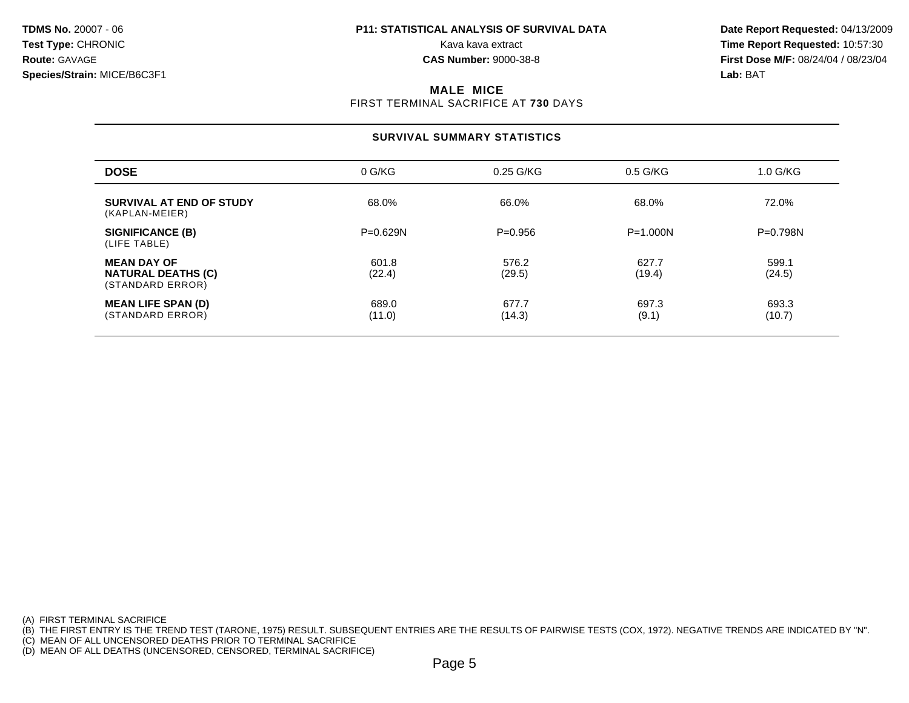**TDMS No.** 20007 - 06
**Test Type:** CHRONIC
**Route:** GAVAGE
**Species/Strain:** MICE/B6C3F1

**P11: STATISTICAL ANALYSIS OF SURVIVAL DATA**
Kava kava extract
**CAS Number:** 9000-38-8

**Date Report Requested:** 04/13/2009
**Time Report Requested:** 10:57:30
**First Dose M/F:** 08/24/04 / 08/23/04
**Lab:** BAT

## MALE MICE

FIRST TERMINAL SACRIFICE AT **730** DAYS

### SURVIVAL SUMMARY STATISTICS

| DOSE | 0 G/KG | 0.25 G/KG | 0.5 G/KG | 1.0 G/KG |
|---|---|---|---|---|
| **SURVIVAL AT END OF STUDY** (KAPLAN-MEIER) | 68.0% | 66.0% | 68.0% | 72.0% |
| **SIGNIFICANCE (B)** (LIFE TABLE) | P=0.629N | P=0.956 | P=1.000N | P=0.798N |
| **MEAN DAY OF NATURAL DEATHS (C)** (STANDARD ERROR) | 601.8 (22.4) | 576.2 (29.5) | 627.7 (19.4) | 599.1 (24.5) |
| **MEAN LIFE SPAN (D)** (STANDARD ERROR) | 689.0 (11.0) | 677.7 (14.3) | 697.3 (9.1) | 693.3 (10.7) |

(A) FIRST TERMINAL SACRIFICE
(B) THE FIRST ENTRY IS THE TREND TEST (TARONE, 1975) RESULT. SUBSEQUENT ENTRIES ARE THE RESULTS OF PAIRWISE TESTS (COX, 1972). NEGATIVE TRENDS ARE INDICATED BY "N".
(C) MEAN OF ALL UNCENSORED DEATHS PRIOR TO TERMINAL SACRIFICE
(D) MEAN OF ALL DEATHS (UNCENSORED, CENSORED, TERMINAL SACRIFICE)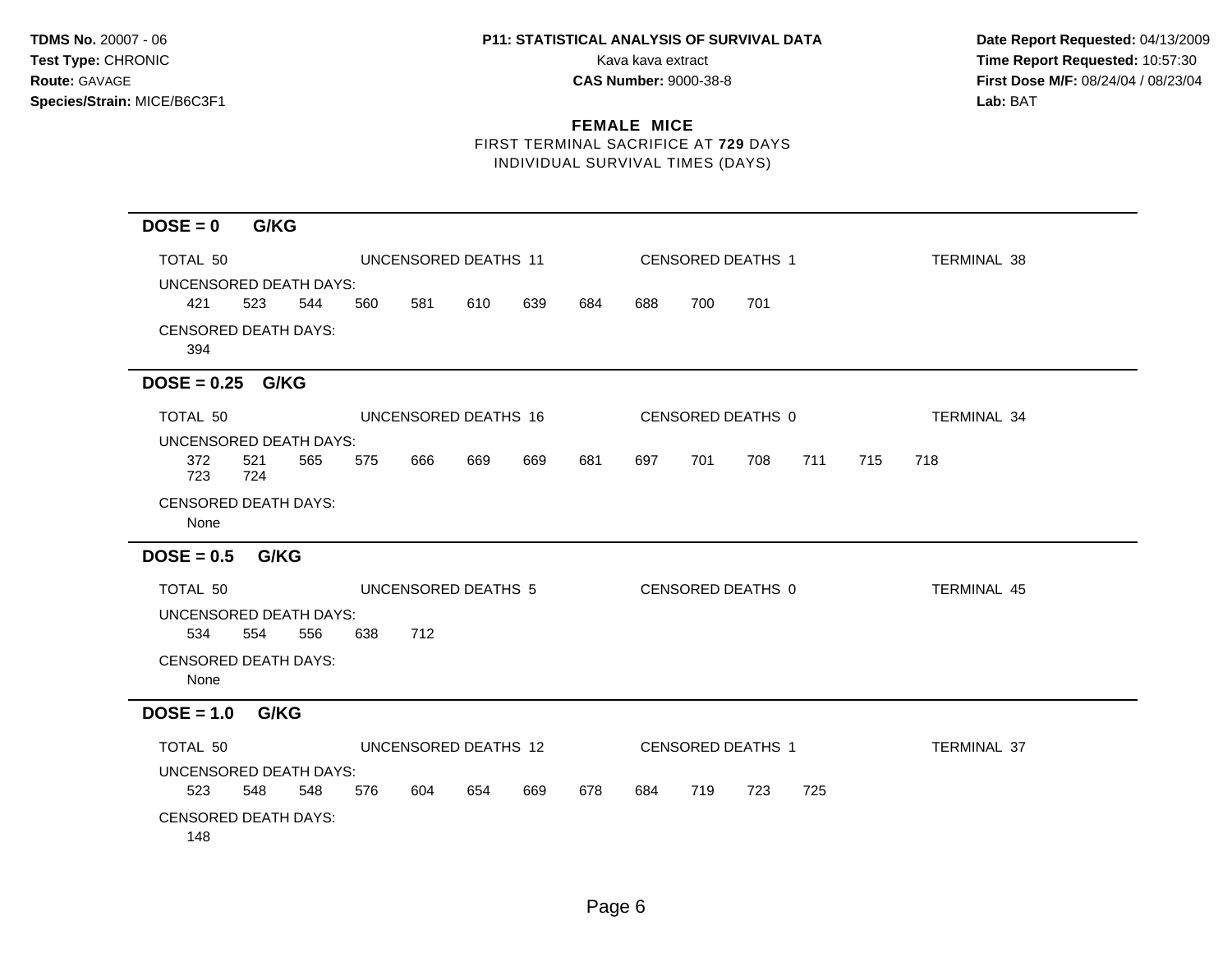**TDMS No.** 20007 - 06
**Test Type:** CHRONIC
**Route:** GAVAGE
**Species/Strain:** MICE/B6C3F1

**P11: STATISTICAL ANALYSIS OF SURVIVAL DATA**
Kava kava extract
**CAS Number:** 9000-38-8

**Date Report Requested:** 04/13/2009
**Time Report Requested:** 10:57:30
**First Dose M/F:** 08/24/04 / 08/23/04
**Lab:** BAT

## FEMALE MICE

FIRST TERMINAL SACRIFICE AT **729** DAYS
INDIVIDUAL SURVIVAL TIMES (DAYS)

### DOSE = 0 G/KG

TOTAL 50 | UNCENSORED DEATHS 11 | CENSORED DEATHS 1 | TERMINAL 38

UNCENSORED DEATH DAYS:
421 523 544 560 581 610 639 684 688 700 701

CENSORED DEATH DAYS:
394

### DOSE = 0.25 G/KG

TOTAL 50 | UNCENSORED DEATHS 16 | CENSORED DEATHS 0 | TERMINAL 34

UNCENSORED DEATH DAYS:
372 521 565 575 666 669 669 681 697 701 708 711 715 718
723 724

CENSORED DEATH DAYS:
None

### DOSE = 0.5 G/KG

TOTAL 50 | UNCENSORED DEATHS 5 | CENSORED DEATHS 0 | TERMINAL 45

UNCENSORED DEATH DAYS:
534 554 556 638 712

CENSORED DEATH DAYS:
None

### DOSE = 1.0 G/KG

TOTAL 50 | UNCENSORED DEATHS 12 | CENSORED DEATHS 1 | TERMINAL 37

UNCENSORED DEATH DAYS:
523 548 548 576 604 654 669 678 684 719 723 725

CENSORED DEATH DAYS:
148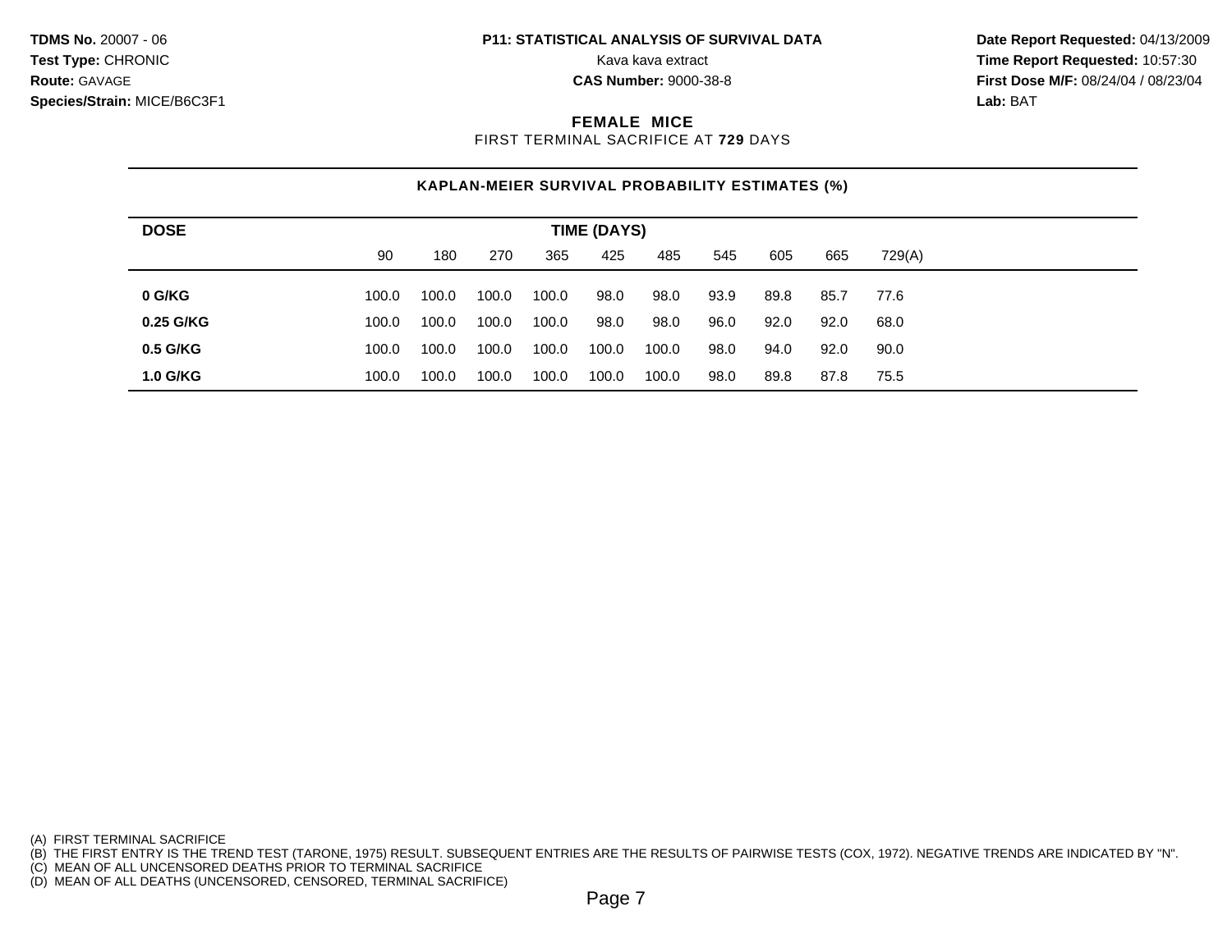**TDMS No.** 20007 - 06
**Test Type:** CHRONIC
**Route:** GAVAGE
**Species/Strain:** MICE/B6C3F1

**P11: STATISTICAL ANALYSIS OF SURVIVAL DATA**
Kava kava extract
**CAS Number:** 9000-38-8

**Date Report Requested:** 04/13/2009
**Time Report Requested:** 10:57:30
**First Dose M/F:** 08/24/04 / 08/23/04
**Lab:** BAT

## FEMALE MICE

FIRST TERMINAL SACRIFICE AT **729** DAYS

### KAPLAN-MEIER SURVIVAL PROBABILITY ESTIMATES (%)

| DOSE | TIME (DAYS) | | | | | | | | | |
|---|---|---|---|---|---|---|---|---|---|---|
| | 90 | 180 | 270 | 365 | 425 | 485 | 545 | 605 | 665 | 729(A) |
| **0 G/KG** | 100.0 | 100.0 | 100.0 | 100.0 | 98.0 | 98.0 | 93.9 | 89.8 | 85.7 | 77.6 |
| **0.25 G/KG** | 100.0 | 100.0 | 100.0 | 100.0 | 98.0 | 98.0 | 96.0 | 92.0 | 92.0 | 68.0 |
| **0.5 G/KG** | 100.0 | 100.0 | 100.0 | 100.0 | 100.0 | 100.0 | 98.0 | 94.0 | 92.0 | 90.0 |
| **1.0 G/KG** | 100.0 | 100.0 | 100.0 | 100.0 | 100.0 | 100.0 | 98.0 | 89.8 | 87.8 | 75.5 |

(A) FIRST TERMINAL SACRIFICE
(B) THE FIRST ENTRY IS THE TREND TEST (TARONE, 1975) RESULT. SUBSEQUENT ENTRIES ARE THE RESULTS OF PAIRWISE TESTS (COX, 1972). NEGATIVE TRENDS ARE INDICATED BY "N".
(C) MEAN OF ALL UNCENSORED DEATHS PRIOR TO TERMINAL SACRIFICE
(D) MEAN OF ALL DEATHS (UNCENSORED, CENSORED, TERMINAL SACRIFICE)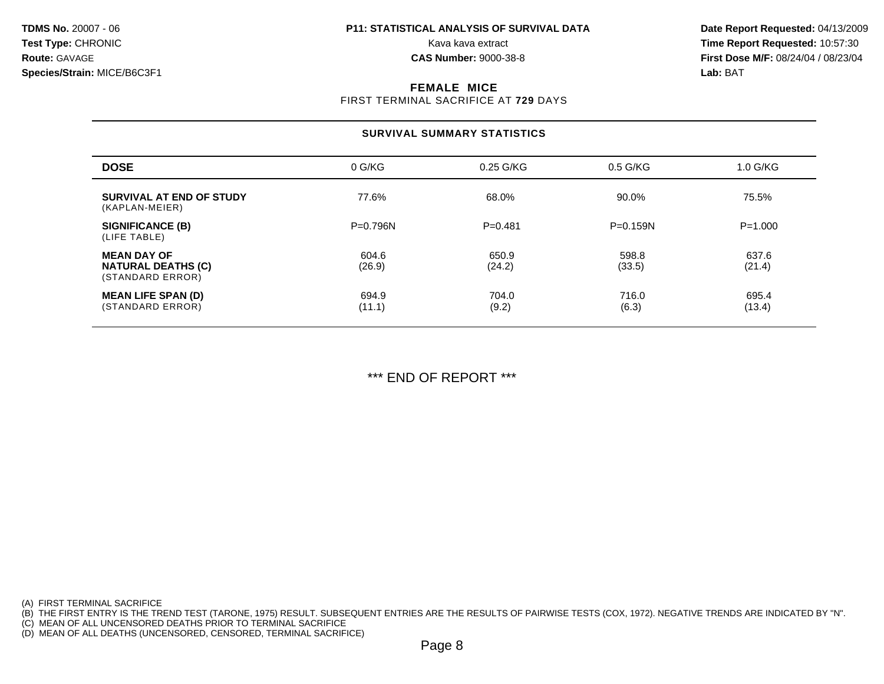**TDMS No.** 20007 - 06
**Test Type:** CHRONIC
**Route:** GAVAGE
**Species/Strain:** MICE/B6C3F1

**P11: STATISTICAL ANALYSIS OF SURVIVAL DATA**
Kava kava extract
**CAS Number:** 9000-38-8

**Date Report Requested:** 04/13/2009
**Time Report Requested:** 10:57:30
**First Dose M/F:** 08/24/04 / 08/23/04
**Lab:** BAT

## FEMALE MICE

FIRST TERMINAL SACRIFICE AT **729** DAYS

### SURVIVAL SUMMARY STATISTICS

| DOSE | 0 G/KG | 0.25 G/KG | 0.5 G/KG | 1.0 G/KG |
|---|---|---|---|---|
| **SURVIVAL AT END OF STUDY** (KAPLAN-MEIER) | 77.6% | 68.0% | 90.0% | 75.5% |
| **SIGNIFICANCE (B)** (LIFE TABLE) | P=0.796N | P=0.481 | P=0.159N | P=1.000 |
| **MEAN DAY OF NATURAL DEATHS (C)** (STANDARD ERROR) | 604.6 (26.9) | 650.9 (24.2) | 598.8 (33.5) | 637.6 (21.4) |
| **MEAN LIFE SPAN (D)** (STANDARD ERROR) | 694.9 (11.1) | 704.0 (9.2) | 716.0 (6.3) | 695.4 (13.4) |

\*\*\* END OF REPORT \*\*\*

(A) FIRST TERMINAL SACRIFICE
(B) THE FIRST ENTRY IS THE TREND TEST (TARONE, 1975) RESULT. SUBSEQUENT ENTRIES ARE THE RESULTS OF PAIRWISE TESTS (COX, 1972). NEGATIVE TRENDS ARE INDICATED BY "N".
(C) MEAN OF ALL UNCENSORED DEATHS PRIOR TO TERMINAL SACRIFICE
(D) MEAN OF ALL DEATHS (UNCENSORED, CENSORED, TERMINAL SACRIFICE)